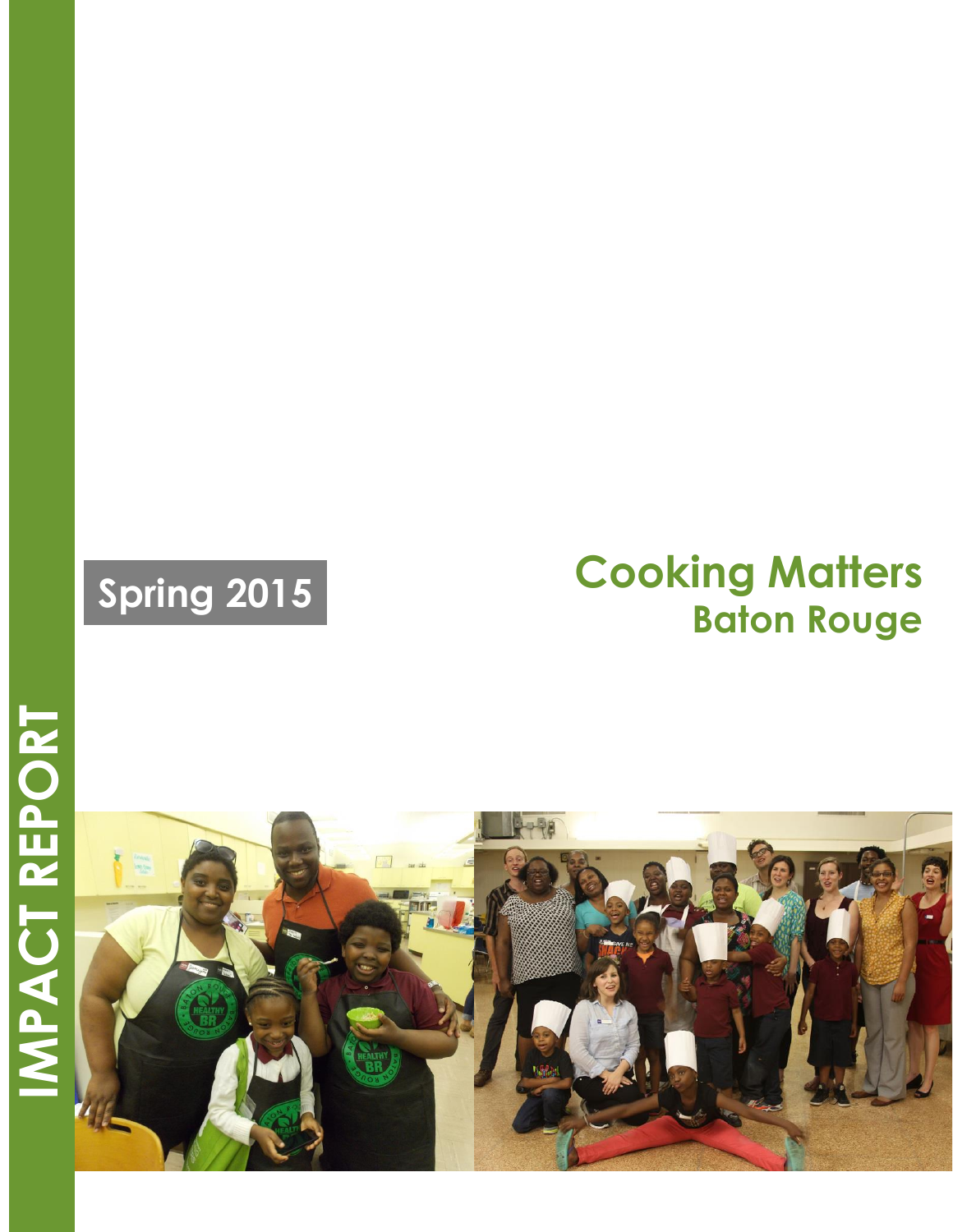# Cooking Matters
## Baton Rouge

**Spring 2015**

**IMPACT REPORT**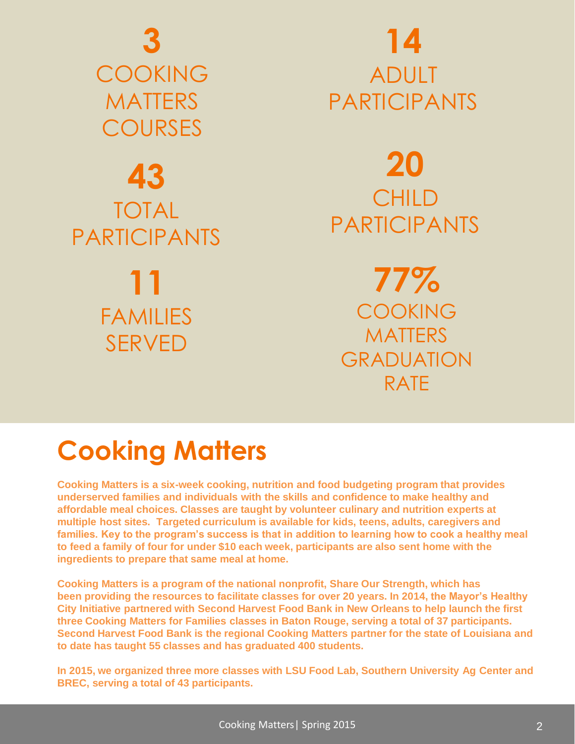**3**
COOKING MATTERS COURSES

**14**
ADULT PARTICIPANTS

**43**
TOTAL PARTICIPANTS

**20**
CHILD PARTICIPANTS

**11**
FAMILIES SERVED

**77%**
COOKING MATTERS GRADUATION RATE

# Cooking Matters

**Cooking Matters is a six-week cooking, nutrition and food budgeting program that provides underserved families and individuals with the skills and confidence to make healthy and affordable meal choices. Classes are taught by volunteer culinary and nutrition experts at multiple host sites. Targeted curriculum is available for kids, teens, adults, caregivers and families. Key to the program's success is that in addition to learning how to cook a healthy meal to feed a family of four for under $10 each week, participants are also sent home with the ingredients to prepare that same meal at home.**

**Cooking Matters is a program of the national nonprofit, Share Our Strength, which has been providing the resources to facilitate classes for over 20 years. In 2014, the Mayor's Healthy City Initiative partnered with Second Harvest Food Bank in New Orleans to help launch the first three Cooking Matters for Families classes in Baton Rouge, serving a total of 37 participants. Second Harvest Food Bank is the regional Cooking Matters partner for the state of Louisiana and to date has taught 55 classes and has graduated 400 students.**

**In 2015, we organized three more classes with LSU Food Lab, Southern University Ag Center and BREC, serving a total of 43 participants.**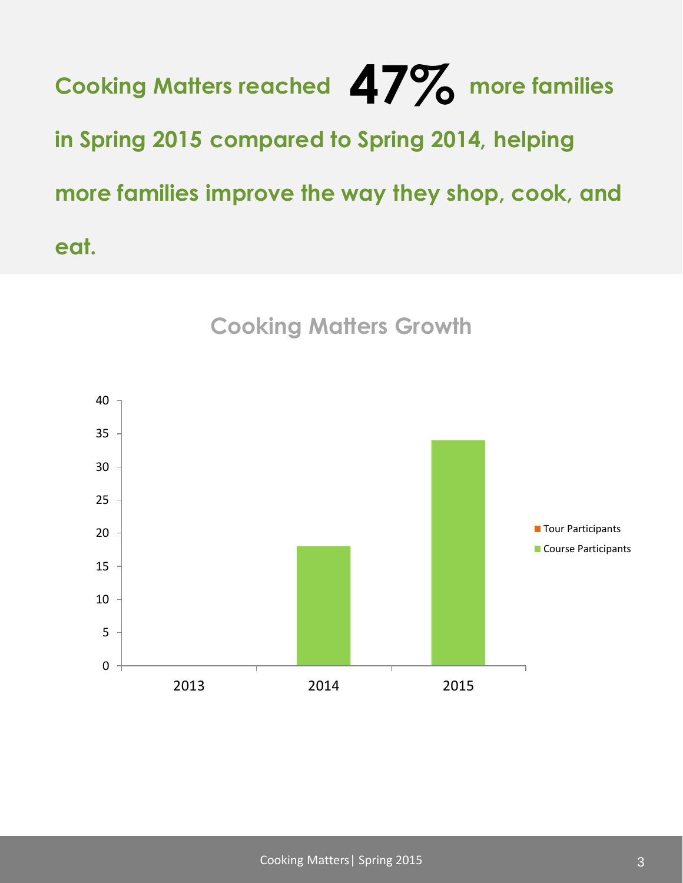**Cooking Matters reached 47% more families in Spring 2015 compared to Spring 2014, helping more families improve the way they shop, cook, and eat.**

## Cooking Matters Growth

| Year | Tour Participants | Course Participants |
|---|---|---|
| 2013 | | |
| 2014 | | 18 |
| 2015 | | 34 |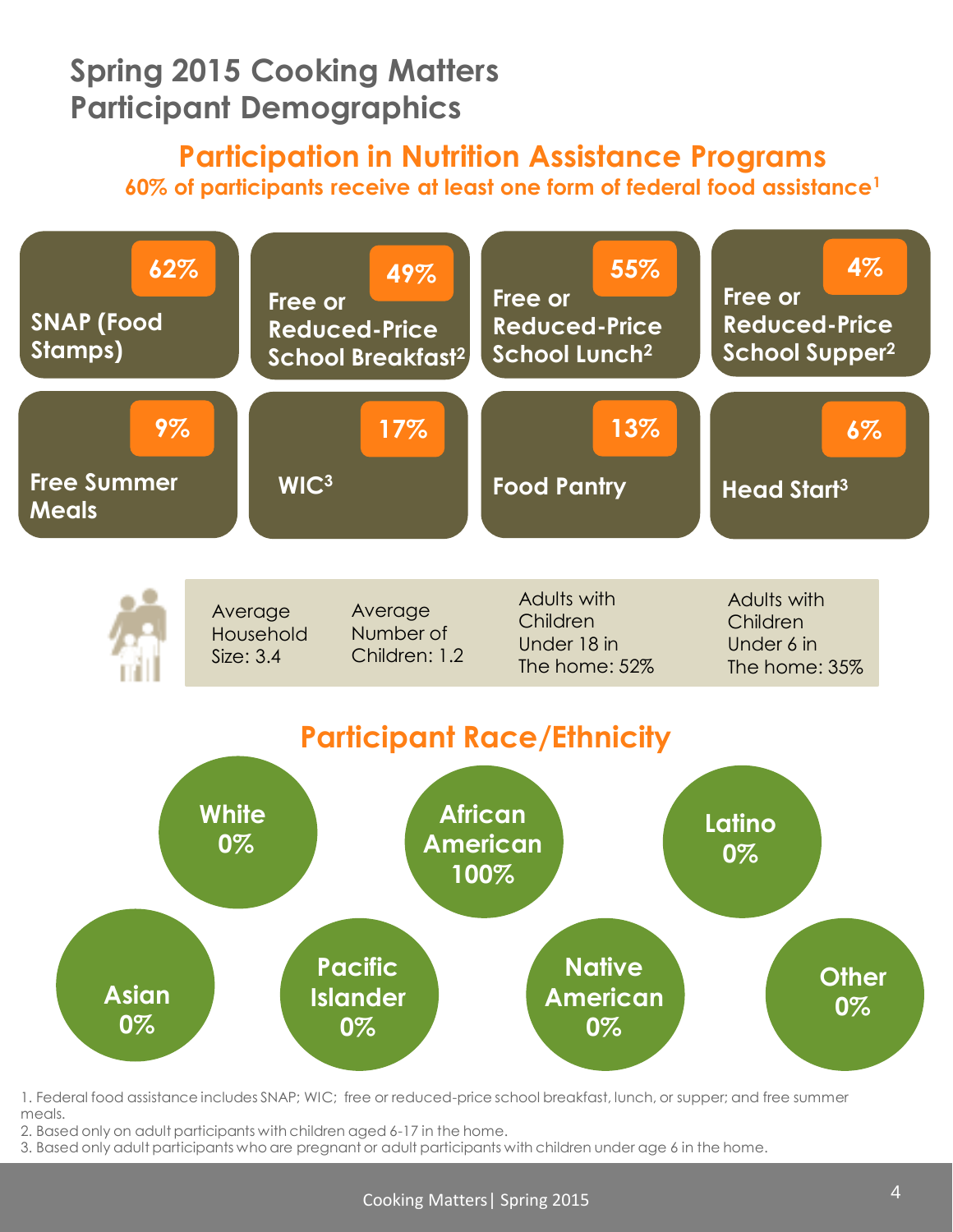# Spring 2015 Cooking Matters Participant Demographics

## Participation in Nutrition Assistance Programs

**60% of participants receive at least one form of federal food assistance[1]**

| Program | Percentage |
|---|---|
| SNAP (Food Stamps) | 62% |
| Free or Reduced-Price School Breakfast[2] | 49% |
| Free or Reduced-Price School Lunch[2] | 55% |
| Free or Reduced-Price School Supper[2] | 4% |
| Free Summer Meals | 9% |
| WIC[3] | 17% |
| Food Pantry | 13% |
| Head Start[3] | 6% |

| Average Household Size: 3.4 | Average Number of Children: 1.2 | Adults with Children Under 18 in The home: 52% | Adults with Children Under 6 in The home: 35% |
|---|---|---|---|

## Participant Race/Ethnicity

| Race/Ethnicity | Percentage |
|---|---|
| White | 0% |
| African American | 100% |
| Latino | 0% |
| Asian | 0% |
| Pacific Islander | 0% |
| Native American | 0% |
| Other | 0% |

1. Federal food assistance includes SNAP; WIC; free or reduced-price school breakfast, lunch, or supper; and free summer meals.
2. Based only on adult participants with children aged 6-17 in the home.
3. Based only adult participants who are pregnant or adult participants with children under age 6 in the home.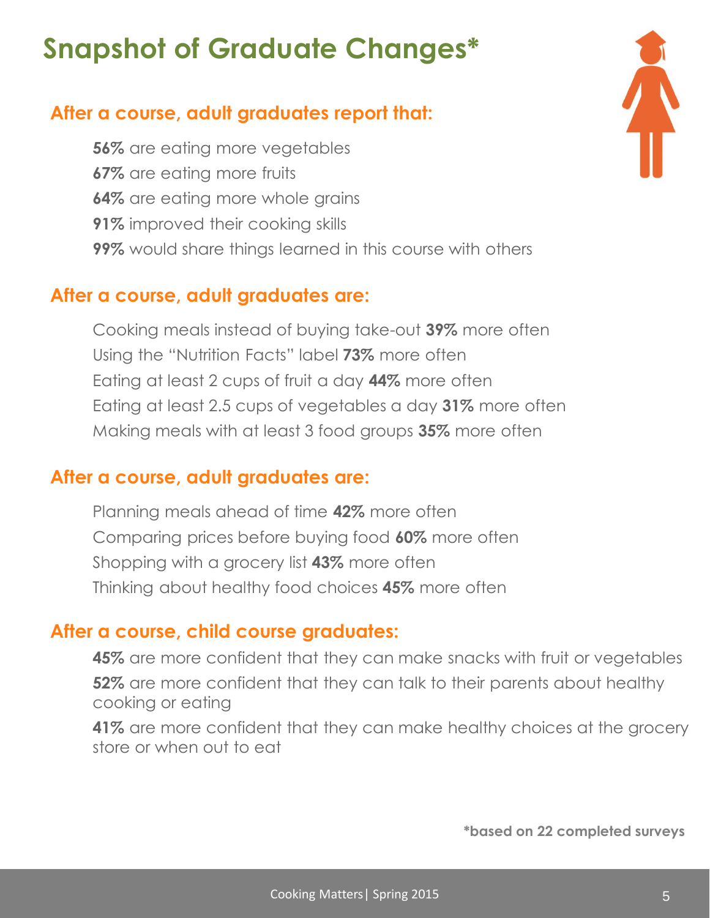# Snapshot of Graduate Changes*

## After a course, adult graduates report that:

**56%** are eating more vegetables
**67%** are eating more fruits
**64%** are eating more whole grains
**91%** improved their cooking skills
**99%** would share things learned in this course with others

## After a course, adult graduates are:

Cooking meals instead of buying take-out **39%** more often
Using the "Nutrition Facts" label **73%** more often
Eating at least 2 cups of fruit a day **44%** more often
Eating at least 2.5 cups of vegetables a day **31%** more often
Making meals with at least 3 food groups **35%** more often

## After a course, adult graduates are:

Planning meals ahead of time **42%** more often
Comparing prices before buying food **60%** more often
Shopping with a grocery list **43%** more often
Thinking about healthy food choices **45%** more often

## After a course, child course graduates:

**45%** are more confident that they can make snacks with fruit or vegetables

**52%** are more confident that they can talk to their parents about healthy cooking or eating

**41%** are more confident that they can make healthy choices at the grocery store or when out to eat

***based on 22 completed surveys**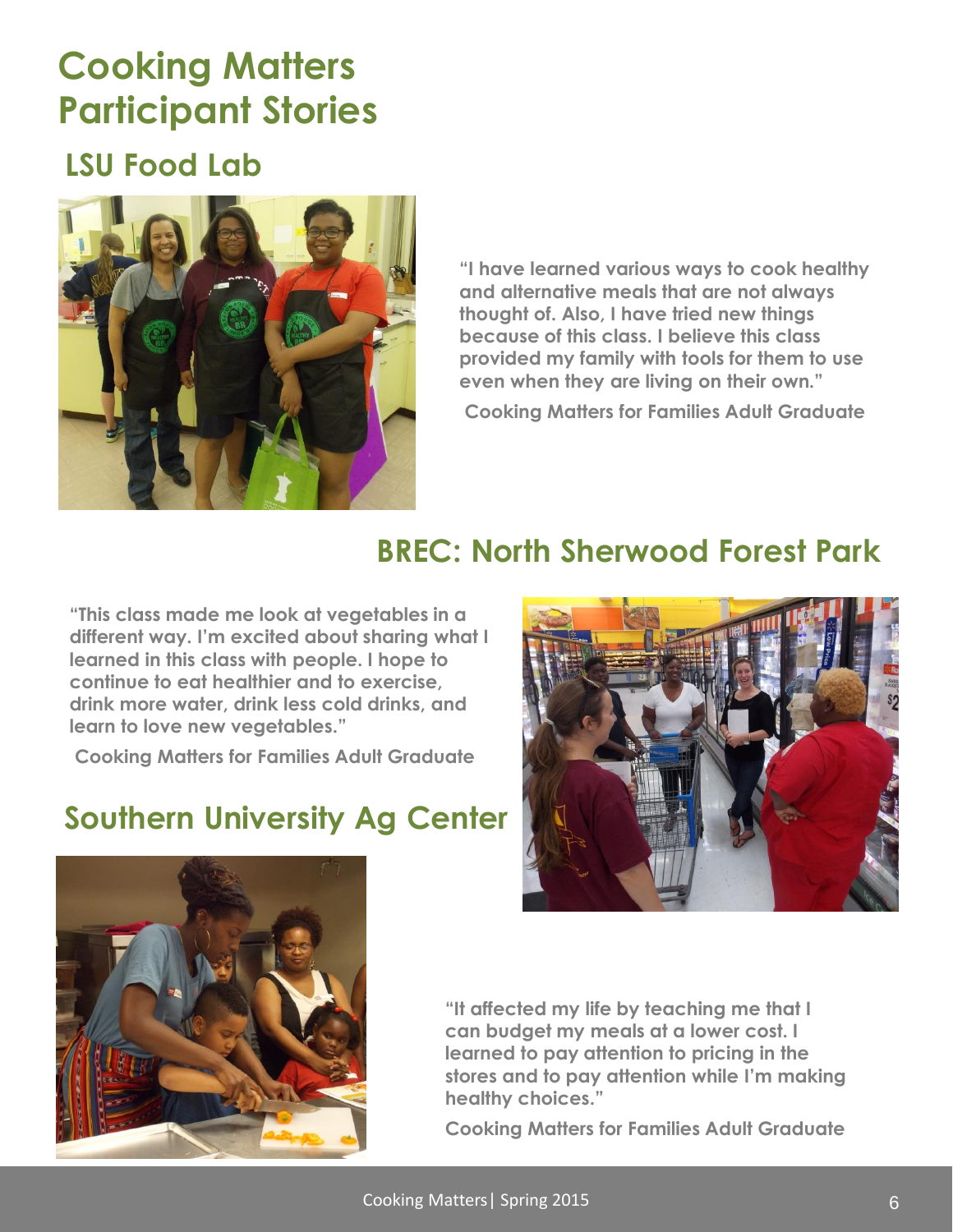# Cooking Matters Participant Stories

## LSU Food Lab

"I have learned various ways to cook healthy and alternative meals that are not always thought of. Also, I have tried new things because of this class. I believe this class provided my family with tools for them to use even when they are living on their own."

Cooking Matters for Families Adult Graduate

## BREC: North Sherwood Forest Park

"This class made me look at vegetables in a different way. I'm excited about sharing what I learned in this class with people. I hope to continue to eat healthier and to exercise, drink more water, drink less cold drinks, and learn to love new vegetables."

Cooking Matters for Families Adult Graduate

## Southern University Ag Center

"It affected my life by teaching me that I can budget my meals at a lower cost. I learned to pay attention to pricing in the stores and to pay attention while I'm making healthy choices."

Cooking Matters for Families Adult Graduate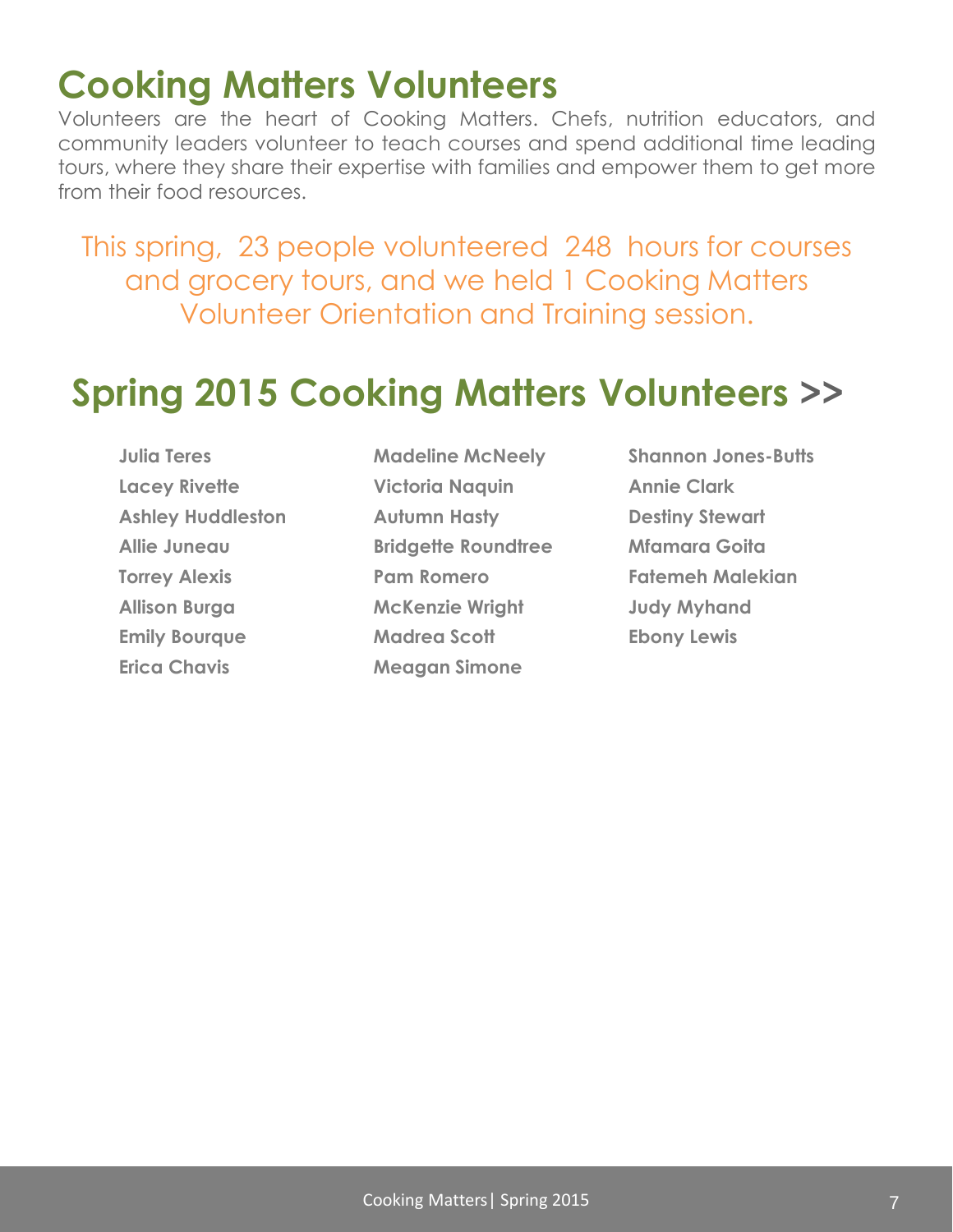# Cooking Matters Volunteers

Volunteers are the heart of Cooking Matters. Chefs, nutrition educators, and community leaders volunteer to teach courses and spend additional time leading tours, where they share their expertise with families and empower them to get more from their food resources.

This spring, 23 people volunteered 248 hours for courses and grocery tours, and we held 1 Cooking Matters Volunteer Orientation and Training session.

## Spring 2015 Cooking Matters Volunteers >>

**Julia Teres**
**Lacey Rivette**
**Ashley Huddleston**
**Allie Juneau**
**Torrey Alexis**
**Allison Burga**
**Emily Bourque**
**Erica Chavis**
**Madeline McNeely**
**Victoria Naquin**
**Autumn Hasty**
**Bridgette Roundtree**
**Pam Romero**
**McKenzie Wright**
**Madrea Scott**
**Meagan Simone**
**Shannon Jones-Butts**
**Annie Clark**
**Destiny Stewart**
**Mfamara Goita**
**Fatemeh Malekian**
**Judy Myhand**
**Ebony Lewis**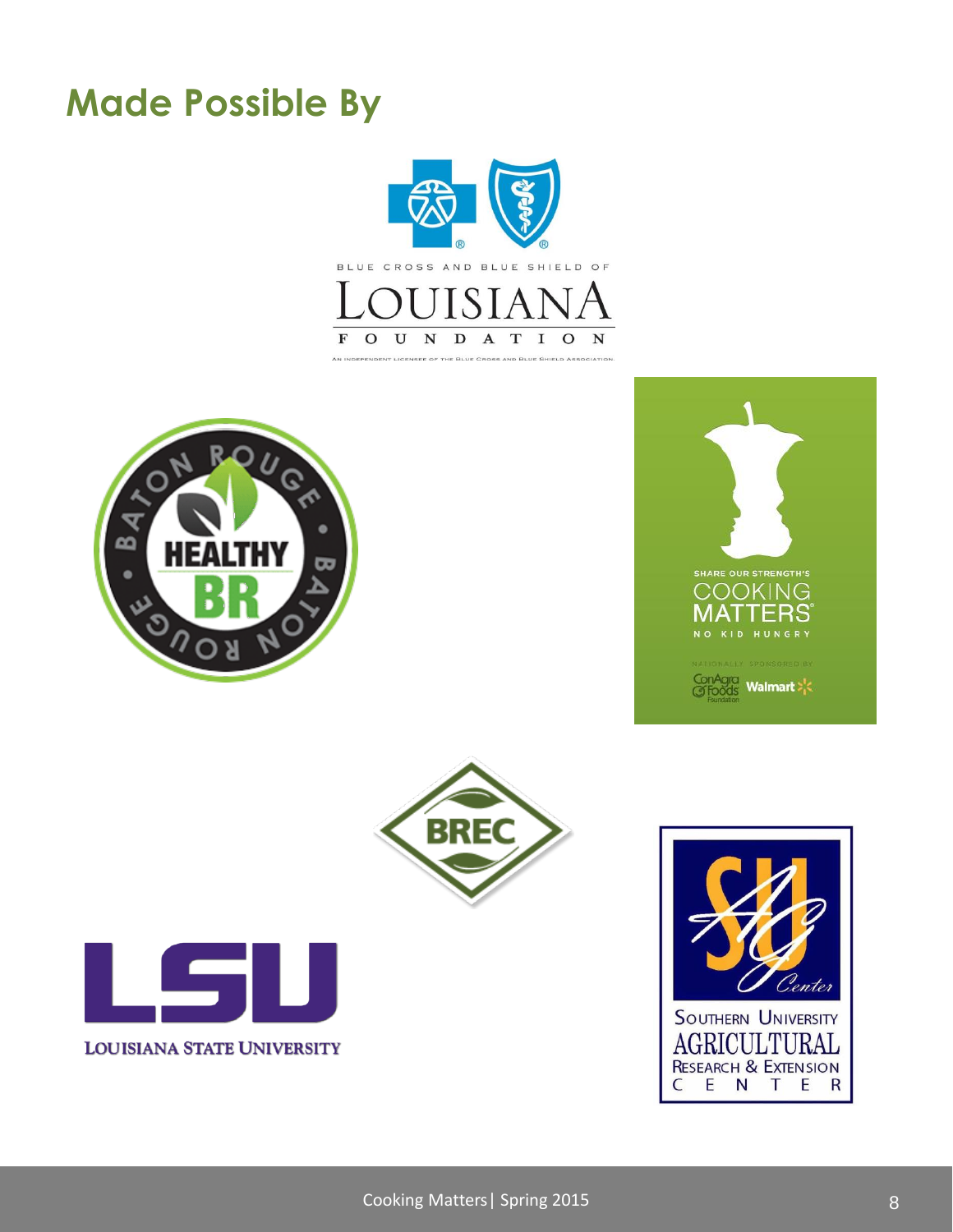# Made Possible By

BLUE CROSS AND BLUE SHIELD OF LOUISIANA FOUNDATION

AN INDEPENDENT LICENSEE OF THE BLUE CROSS AND BLUE SHIELD ASSOCIATION.

BATON ROUGE HEALTHY BR

SHARE OUR STRENGTH'S COOKING MATTERS® NO KID HUNGRY

NATIONALLY SPONSORED BY ConAgra Foods Foundation Walmart

BREC

LSU LOUISIANA STATE UNIVERSITY

SU AG Center SOUTHERN UNIVERSITY AGRICULTURAL RESEARCH & EXTENSION CENTER